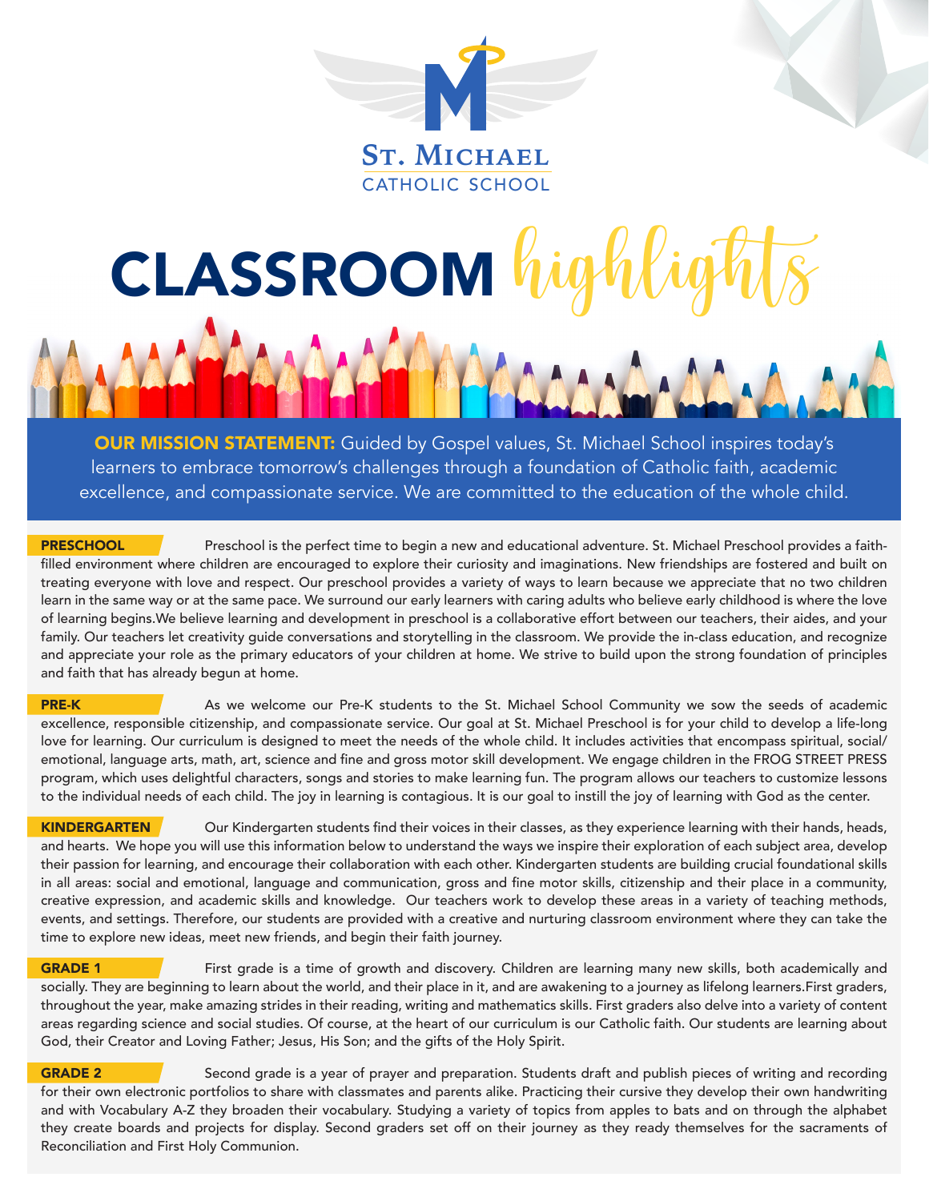# St. Michael Catholic School

# CLASSROOM *highlights*

**OUR MISSION STATEMENT:** Guided by Gospel values, St. Michael School inspires today's learners to embrace tomorrow's challenges through a foundation of Catholic faith, academic excellence, and compassionate service. We are committed to the education of the whole child.

## PRESCHOOL

Preschool is the perfect time to begin a new and educational adventure. St. Michael Preschool provides a faith-filled environment where children are encouraged to explore their curiosity and imaginations. New friendships are fostered and built on treating everyone with love and respect. Our preschool provides a variety of ways to learn because we appreciate that no two children learn in the same way or at the same pace. We surround our early learners with caring adults who believe early childhood is where the love of learning begins.We believe learning and development in preschool is a collaborative effort between our teachers, their aides, and your family. Our teachers let creativity guide conversations and storytelling in the classroom. We provide the in-class education, and recognize and appreciate your role as the primary educators of your children at home. We strive to build upon the strong foundation of principles and faith that has already begun at home.

## PRE-K

As we welcome our Pre-K students to the St. Michael School Community we sow the seeds of academic excellence, responsible citizenship, and compassionate service. Our goal at St. Michael Preschool is for your child to develop a life-long love for learning. Our curriculum is designed to meet the needs of the whole child. It includes activities that encompass spiritual, social/emotional, language arts, math, art, science and fine and gross motor skill development. We engage children in the FROG STREET PRESS program, which uses delightful characters, songs and stories to make learning fun. The program allows our teachers to customize lessons to the individual needs of each child. The joy in learning is contagious. It is our goal to instill the joy of learning with God as the center.

## KINDERGARTEN

Our Kindergarten students find their voices in their classes, as they experience learning with their hands, heads, and hearts. We hope you will use this information below to understand the ways we inspire their exploration of each subject area, develop their passion for learning, and encourage their collaboration with each other. Kindergarten students are building crucial foundational skills in all areas: social and emotional, language and communication, gross and fine motor skills, citizenship and their place in a community, creative expression, and academic skills and knowledge. Our teachers work to develop these areas in a variety of teaching methods, events, and settings. Therefore, our students are provided with a creative and nurturing classroom environment where they can take the time to explore new ideas, meet new friends, and begin their faith journey.

## GRADE 1

First grade is a time of growth and discovery. Children are learning many new skills, both academically and socially. They are beginning to learn about the world, and their place in it, and are awakening to a journey as lifelong learners.First graders, throughout the year, make amazing strides in their reading, writing and mathematics skills. First graders also delve into a variety of content areas regarding science and social studies. Of course, at the heart of our curriculum is our Catholic faith. Our students are learning about God, their Creator and Loving Father; Jesus, His Son; and the gifts of the Holy Spirit.

## GRADE 2

Second grade is a year of prayer and preparation. Students draft and publish pieces of writing and recording for their own electronic portfolios to share with classmates and parents alike. Practicing their cursive they develop their own handwriting and with Vocabulary A-Z they broaden their vocabulary. Studying a variety of topics from apples to bats and on through the alphabet they create boards and projects for display. Second graders set off on their journey as they ready themselves for the sacraments of Reconciliation and First Holy Communion.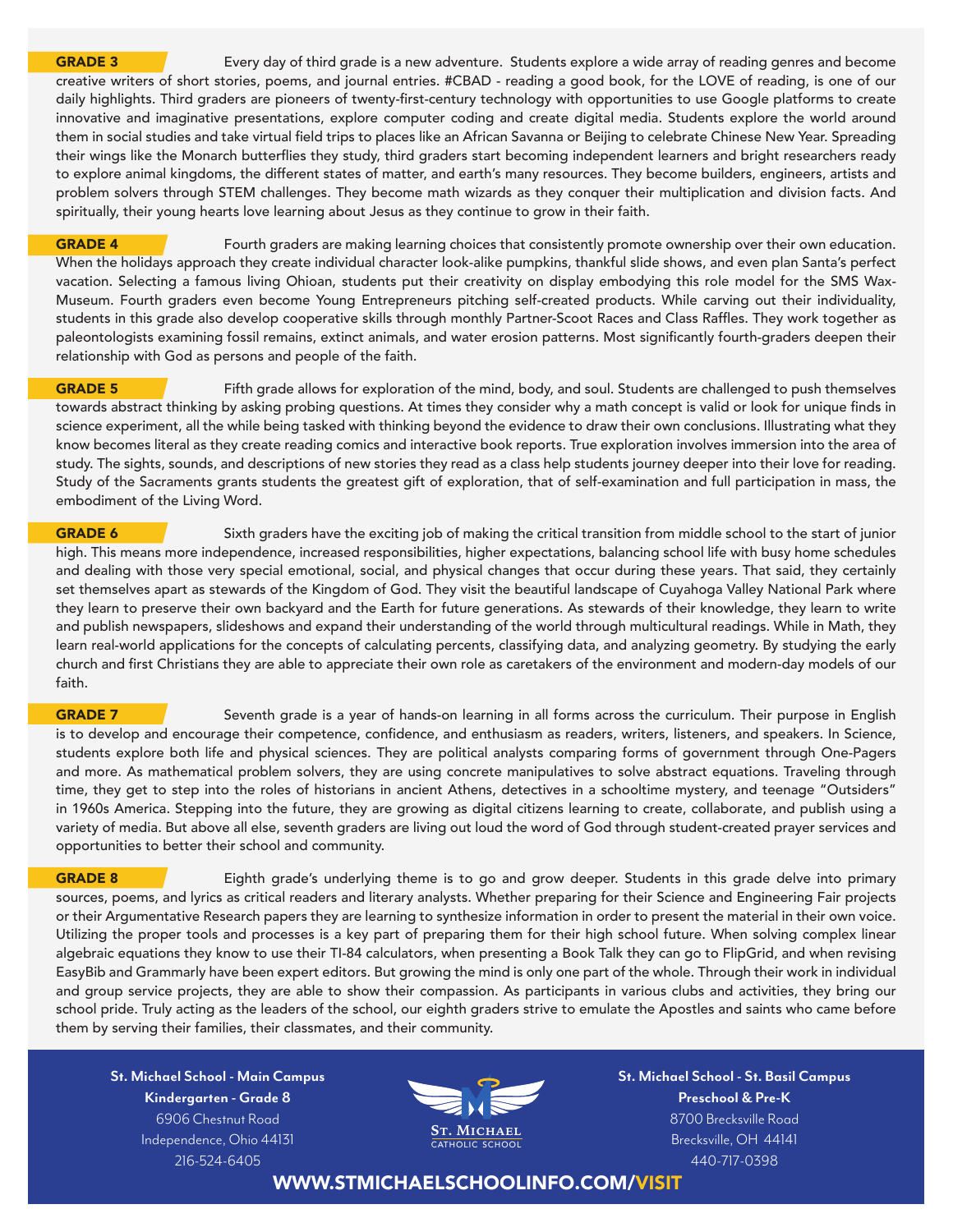**GRADE 3** Every day of third grade is a new adventure. Students explore a wide array of reading genres and become creative writers of short stories, poems, and journal entries. #CBAD - reading a good book, for the LOVE of reading, is one of our daily highlights. Third graders are pioneers of twenty-first-century technology with opportunities to use Google platforms to create innovative and imaginative presentations, explore computer coding and create digital media. Students explore the world around them in social studies and take virtual field trips to places like an African Savanna or Beijing to celebrate Chinese New Year. Spreading their wings like the Monarch butterflies they study, third graders start becoming independent learners and bright researchers ready to explore animal kingdoms, the different states of matter, and earth's many resources. They become builders, engineers, artists and problem solvers through STEM challenges. They become math wizards as they conquer their multiplication and division facts. And spiritually, their young hearts love learning about Jesus as they continue to grow in their faith.

**GRADE 4** Fourth graders are making learning choices that consistently promote ownership over their own education. When the holidays approach they create individual character look-alike pumpkins, thankful slide shows, and even plan Santa's perfect vacation. Selecting a famous living Ohioan, students put their creativity on display embodying this role model for the SMS Wax-Museum. Fourth graders even become Young Entrepreneurs pitching self-created products. While carving out their individuality, students in this grade also develop cooperative skills through monthly Partner-Scoot Races and Class Raffles. They work together as paleontologists examining fossil remains, extinct animals, and water erosion patterns. Most significantly fourth-graders deepen their relationship with God as persons and people of the faith.

**GRADE 5** Fifth grade allows for exploration of the mind, body, and soul. Students are challenged to push themselves towards abstract thinking by asking probing questions. At times they consider why a math concept is valid or look for unique finds in science experiment, all the while being tasked with thinking beyond the evidence to draw their own conclusions. Illustrating what they know becomes literal as they create reading comics and interactive book reports. True exploration involves immersion into the area of study. The sights, sounds, and descriptions of new stories they read as a class help students journey deeper into their love for reading. Study of the Sacraments grants students the greatest gift of exploration, that of self-examination and full participation in mass, the embodiment of the Living Word.

**GRADE 6** Sixth graders have the exciting job of making the critical transition from middle school to the start of junior high. This means more independence, increased responsibilities, higher expectations, balancing school life with busy home schedules and dealing with those very special emotional, social, and physical changes that occur during these years. That said, they certainly set themselves apart as stewards of the Kingdom of God. They visit the beautiful landscape of Cuyahoga Valley National Park where they learn to preserve their own backyard and the Earth for future generations. As stewards of their knowledge, they learn to write and publish newspapers, slideshows and expand their understanding of the world through multicultural readings. While in Math, they learn real-world applications for the concepts of calculating percents, classifying data, and analyzing geometry. By studying the early church and first Christians they are able to appreciate their own role as caretakers of the environment and modern-day models of our faith.

**GRADE 7** Seventh grade is a year of hands-on learning in all forms across the curriculum. Their purpose in English is to develop and encourage their competence, confidence, and enthusiasm as readers, writers, listeners, and speakers. In Science, students explore both life and physical sciences. They are political analysts comparing forms of government through One-Pagers and more. As mathematical problem solvers, they are using concrete manipulatives to solve abstract equations. Traveling through time, they get to step into the roles of historians in ancient Athens, detectives in a schooltime mystery, and teenage "Outsiders" in 1960s America. Stepping into the future, they are growing as digital citizens learning to create, collaborate, and publish using a variety of media. But above all else, seventh graders are living out loud the word of God through student-created prayer services and opportunities to better their school and community.

**GRADE 8** Eighth grade's underlying theme is to go and grow deeper. Students in this grade delve into primary sources, poems, and lyrics as critical readers and literary analysts. Whether preparing for their Science and Engineering Fair projects or their Argumentative Research papers they are learning to synthesize information in order to present the material in their own voice. Utilizing the proper tools and processes is a key part of preparing them for their high school future. When solving complex linear algebraic equations they know to use their TI-84 calculators, when presenting a Book Talk they can go to FlipGrid, and when revising EasyBib and Grammarly have been expert editors. But growing the mind is only one part of the whole. Through their work in individual and group service projects, they are able to show their compassion. As participants in various clubs and activities, they bring our school pride. Truly acting as the leaders of the school, our eighth graders strive to emulate the Apostles and saints who came before them by serving their families, their classmates, and their community.

**St. Michael School - Main Campus**
**Kindergarten - Grade 8**
6906 Chestnut Road
Independence, Ohio 44131
216-524-6405

ST. MICHAEL
CATHOLIC SCHOOL

**St. Michael School - St. Basil Campus**
**Preschool & Pre-K**
8700 Brecksville Road
Brecksville, OH 44141
440-717-0398

**WWW.STMICHAELSCHOOLINFO.COM/VISIT**